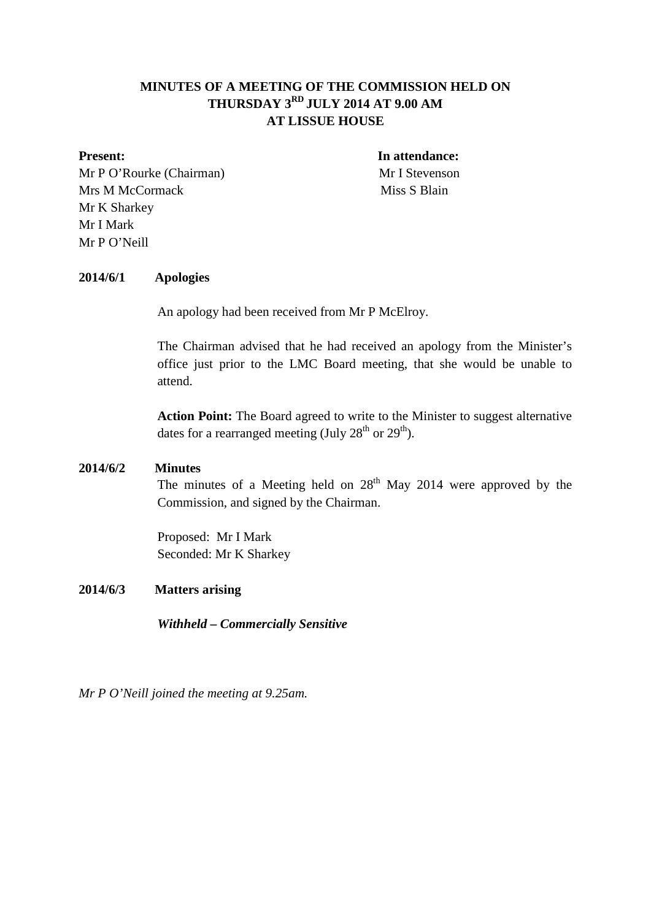# MINUTES OF A MEETING OF THE COMMISSION HELD ON THURSDAY 3RD JULY 2014 AT 9.00 AM AT LISSUE HOUSE

**Present:**
Mr P O'Rourke (Chairman)
Mrs M McCormack
Mr K Sharkey
Mr I Mark
Mr P O'Neill

**In attendance:**
Mr I Stevenson
Miss S Blain

**2014/6/1 Apologies**

An apology had been received from Mr P McElroy.

The Chairman advised that he had received an apology from the Minister's office just prior to the LMC Board meeting, that she would be unable to attend.

**Action Point:** The Board agreed to write to the Minister to suggest alternative dates for a rearranged meeting (July 28th or 29th).

**2014/6/2 Minutes**

The minutes of a Meeting held on 28th May 2014 were approved by the Commission, and signed by the Chairman.

Proposed: Mr I Mark
Seconded: Mr K Sharkey

**2014/6/3 Matters arising**

***Withheld – Commercially Sensitive***

*Mr P O'Neill joined the meeting at 9.25am.*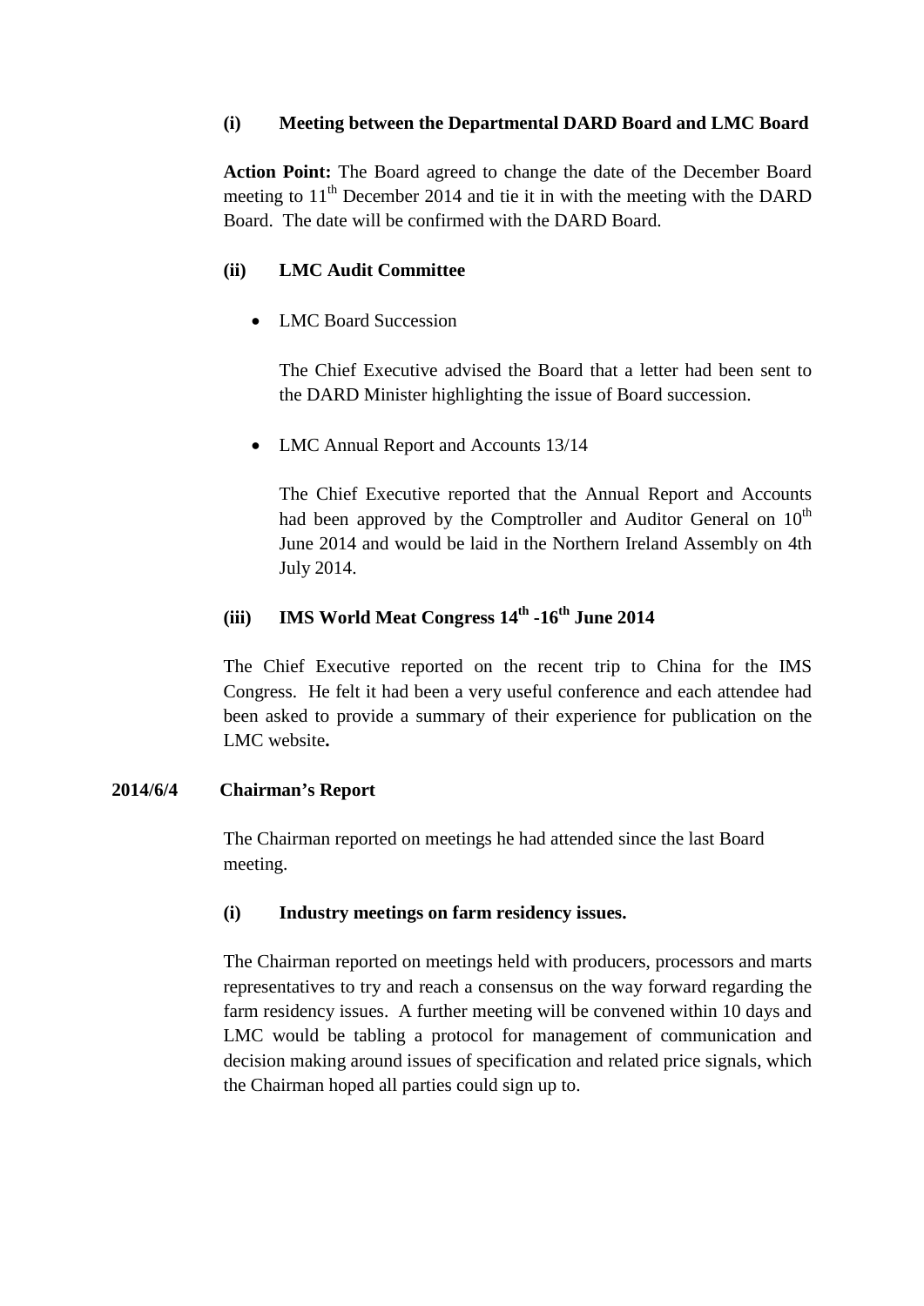**(i) Meeting between the Departmental DARD Board and LMC Board**

**Action Point:** The Board agreed to change the date of the December Board meeting to 11th December 2014 and tie it in with the meeting with the DARD Board. The date will be confirmed with the DARD Board.

**(ii) LMC Audit Committee**

- LMC Board Succession

  The Chief Executive advised the Board that a letter had been sent to the DARD Minister highlighting the issue of Board succession.

- LMC Annual Report and Accounts 13/14

  The Chief Executive reported that the Annual Report and Accounts had been approved by the Comptroller and Auditor General on 10th June 2014 and would be laid in the Northern Ireland Assembly on 4th July 2014.

**(iii) IMS World Meat Congress 14th -16th June 2014**

The Chief Executive reported on the recent trip to China for the IMS Congress. He felt it had been a very useful conference and each attendee had been asked to provide a summary of their experience for publication on the LMC website**.**

**2014/6/4 Chairman's Report**

The Chairman reported on meetings he had attended since the last Board meeting.

**(i) Industry meetings on farm residency issues.**

The Chairman reported on meetings held with producers, processors and marts representatives to try and reach a consensus on the way forward regarding the farm residency issues. A further meeting will be convened within 10 days and LMC would be tabling a protocol for management of communication and decision making around issues of specification and related price signals, which the Chairman hoped all parties could sign up to.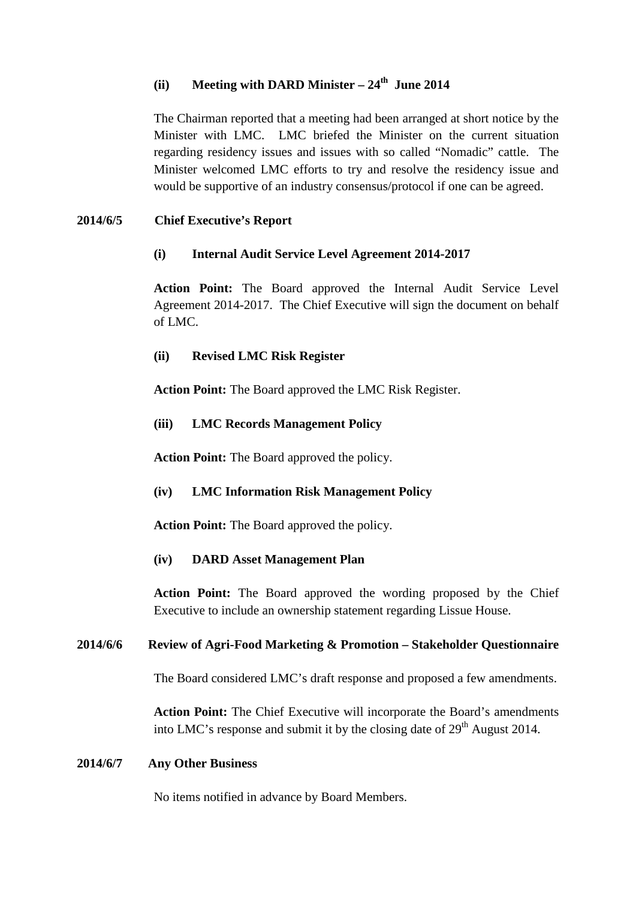### (ii) Meeting with DARD Minister – 24th June 2014

The Chairman reported that a meeting had been arranged at short notice by the Minister with LMC. LMC briefed the Minister on the current situation regarding residency issues and issues with so called "Nomadic" cattle. The Minister welcomed LMC efforts to try and resolve the residency issue and would be supportive of an industry consensus/protocol if one can be agreed.

## 2014/6/5 Chief Executive's Report

### (i) Internal Audit Service Level Agreement 2014-2017

**Action Point:** The Board approved the Internal Audit Service Level Agreement 2014-2017. The Chief Executive will sign the document on behalf of LMC.

### (ii) Revised LMC Risk Register

**Action Point:** The Board approved the LMC Risk Register.

### (iii) LMC Records Management Policy

**Action Point:** The Board approved the policy.

### (iv) LMC Information Risk Management Policy

**Action Point:** The Board approved the policy.

### (iv) DARD Asset Management Plan

**Action Point:** The Board approved the wording proposed by the Chief Executive to include an ownership statement regarding Lissue House.

## 2014/6/6 Review of Agri-Food Marketing & Promotion – Stakeholder Questionnaire

The Board considered LMC's draft response and proposed a few amendments.

**Action Point:** The Chief Executive will incorporate the Board's amendments into LMC's response and submit it by the closing date of 29th August 2014.

## 2014/6/7 Any Other Business

No items notified in advance by Board Members.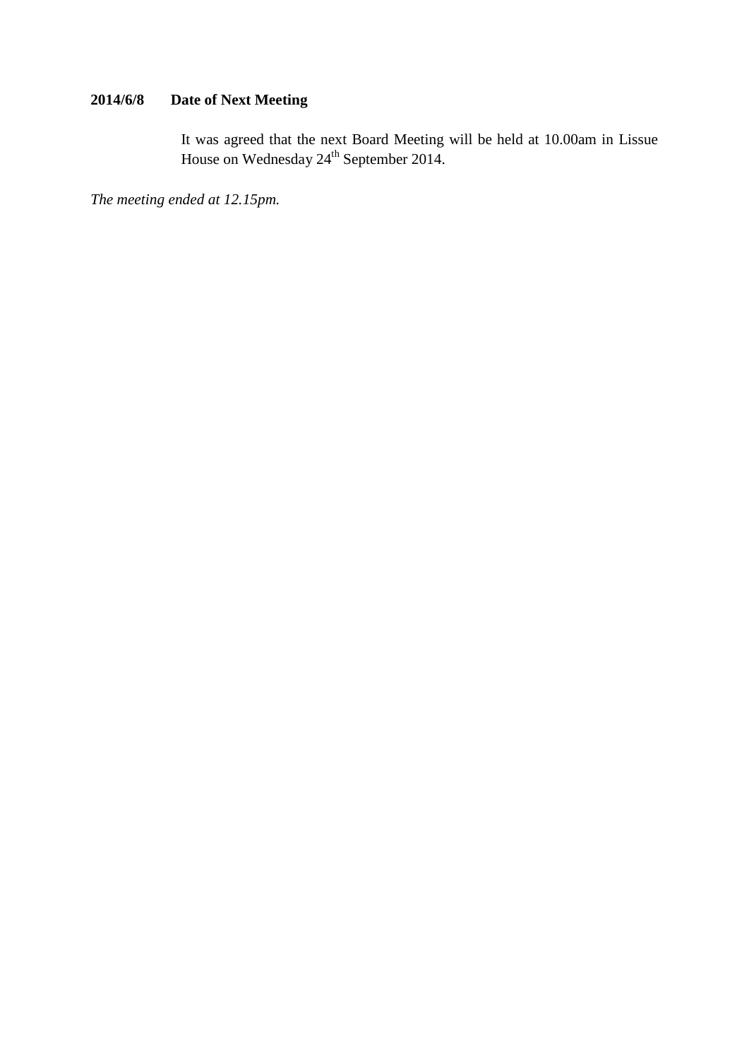**2014/6/8 Date of Next Meeting**

It was agreed that the next Board Meeting will be held at 10.00am in Lissue House on Wednesday 24th September 2014.

*The meeting ended at 12.15pm.*